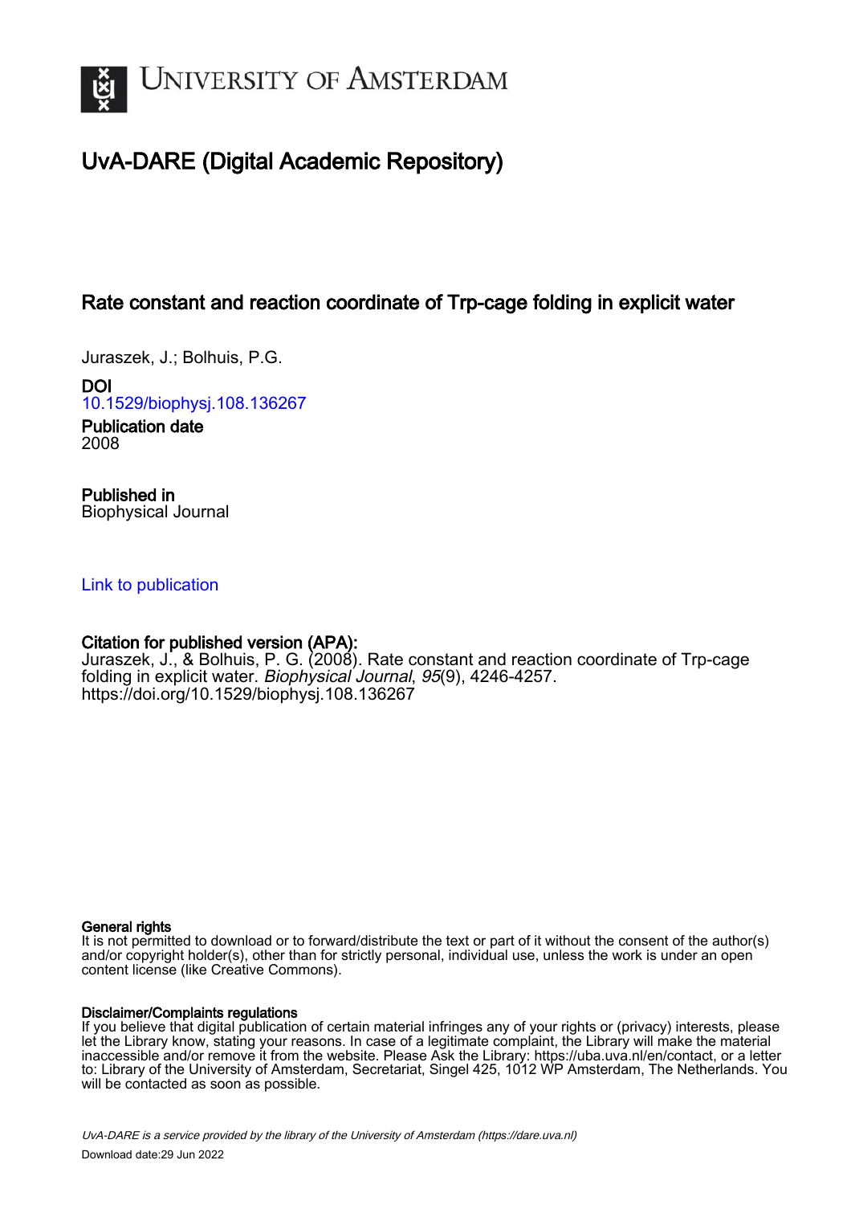# University of Amsterdam

## UvA-DARE (Digital Academic Repository)

### Rate constant and reaction coordinate of Trp-cage folding in explicit water

Juraszek, J.; Bolhuis, P.G.

**DOI**
10.1529/biophysj.108.136267

**Publication date**
2008

**Published in**
Biophysical Journal

Link to publication

**Citation for published version (APA):**
Juraszek, J., & Bolhuis, P. G. (2008). Rate constant and reaction coordinate of Trp-cage folding in explicit water. *Biophysical Journal*, *95*(9), 4246-4257. https://doi.org/10.1529/biophysj.108.136267

**General rights**
It is not permitted to download or to forward/distribute the text or part of it without the consent of the author(s) and/or copyright holder(s), other than for strictly personal, individual use, unless the work is under an open content license (like Creative Commons).

**Disclaimer/Complaints regulations**
If you believe that digital publication of certain material infringes any of your rights or (privacy) interests, please let the Library know, stating your reasons. In case of a legitimate complaint, the Library will make the material inaccessible and/or remove it from the website. Please Ask the Library: https://uba.uva.nl/en/contact, or a letter to: Library of the University of Amsterdam, Secretariat, Singel 425, 1012 WP Amsterdam, The Netherlands. You will be contacted as soon as possible.

UvA-DARE is a service provided by the library of the University of Amsterdam (https://dare.uva.nl)

Download date:29 Jun 2022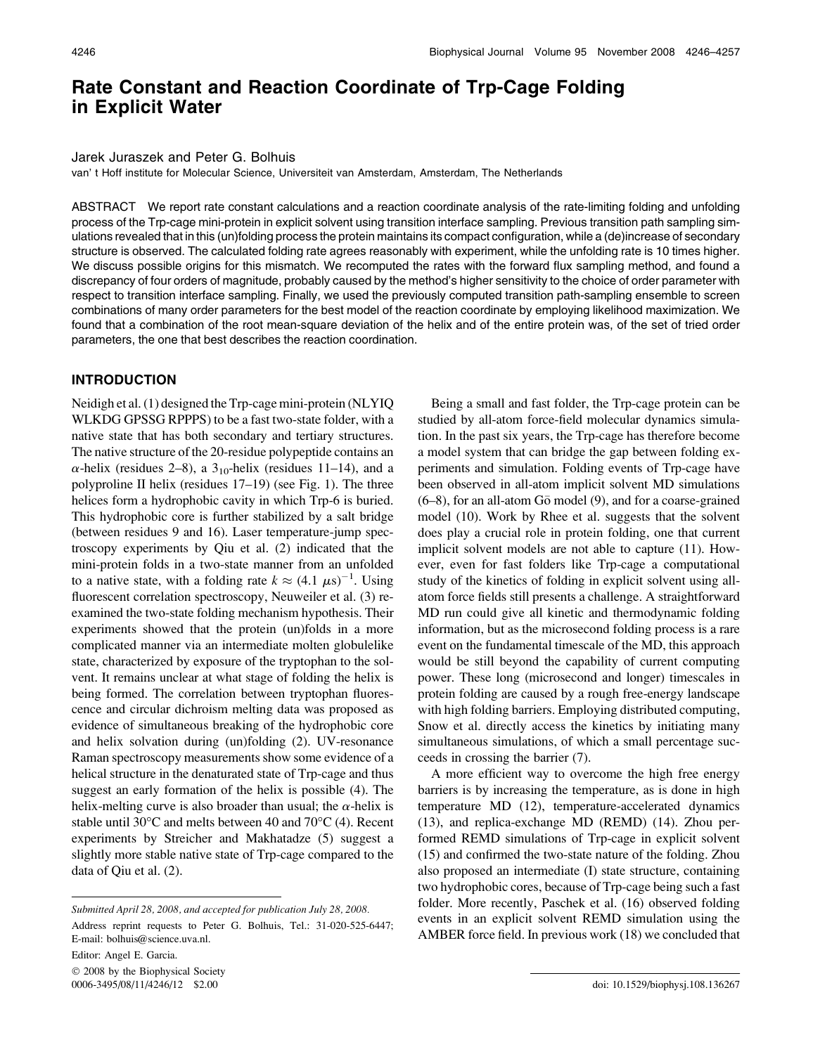# Rate Constant and Reaction Coordinate of Trp-Cage Folding in Explicit Water

Jarek Juraszek and Peter G. Bolhuis

van' t Hoff institute for Molecular Science, Universiteit van Amsterdam, Amsterdam, The Netherlands

ABSTRACT We report rate constant calculations and a reaction coordinate analysis of the rate-limiting folding and unfolding process of the Trp-cage mini-protein in explicit solvent using transition interface sampling. Previous transition path sampling simulations revealed that in this (un)folding process the protein maintains its compact configuration, while a (de)increase of secondary structure is observed. The calculated folding rate agrees reasonably with experiment, while the unfolding rate is 10 times higher. We discuss possible origins for this mismatch. We recomputed the rates with the forward flux sampling method, and found a discrepancy of four orders of magnitude, probably caused by the method's higher sensitivity to the choice of order parameter with respect to transition interface sampling. Finally, we used the previously computed transition path-sampling ensemble to screen combinations of many order parameters for the best model of the reaction coordinate by employing likelihood maximization. We found that a combination of the root mean-square deviation of the helix and of the entire protein was, of the set of tried order parameters, the one that best describes the reaction coordination.

## INTRODUCTION

Neidigh et al. (1) designed the Trp-cage mini-protein (NLYIQ WLKDG GPSSG RPPPS) to be a fast two-state folder, with a native state that has both secondary and tertiary structures. The native structure of the 20-residue polypeptide contains an $\alpha$-helix (residues 2–8), a $3_{10}$-helix (residues 11–14), and a polyproline II helix (residues 17–19) (see Fig. 1). The three helices form a hydrophobic cavity in which Trp-6 is buried. This hydrophobic core is further stabilized by a salt bridge (between residues 9 and 16). Laser temperature-jump spectroscopy experiments by Qiu et al. (2) indicated that the mini-protein folds in a two-state manner from an unfolded to a native state, with a folding rate $k \approx (4.1\ \mu s)^{-1}$. Using fluorescent correlation spectroscopy, Neuweiler et al. (3) reexamined the two-state folding mechanism hypothesis. Their experiments showed that the protein (un)folds in a more complicated manner via an intermediate molten globulelike state, characterized by exposure of the tryptophan to the solvent. It remains unclear at what stage of folding the helix is being formed. The correlation between tryptophan fluorescence and circular dichroism melting data was proposed as evidence of simultaneous breaking of the hydrophobic core and helix solvation during (un)folding (2). UV-resonance Raman spectroscopy measurements show some evidence of a helical structure in the denaturated state of Trp-cage and thus suggest an early formation of the helix is possible (4). The helix-melting curve is also broader than usual; the $\alpha$-helix is stable until 30°C and melts between 40 and 70°C (4). Recent experiments by Streicher and Makhatadze (5) suggest a slightly more stable native state of Trp-cage compared to the data of Qiu et al. (2).

Being a small and fast folder, the Trp-cage protein can be studied by all-atom force-field molecular dynamics simulation. In the past six years, the Trp-cage has therefore become a model system that can bridge the gap between folding experiments and simulation. Folding events of Trp-cage have been observed in all-atom implicit solvent MD simulations (6–8), for an all-atom Gō model (9), and for a coarse-grained model (10). Work by Rhee et al. suggests that the solvent does play a crucial role in protein folding, one that current implicit solvent models are not able to capture (11). However, even for fast folders like Trp-cage a computational study of the kinetics of folding in explicit solvent using all-atom force fields still presents a challenge. A straightforward MD run could give all kinetic and thermodynamic folding information, but as the microsecond folding process is a rare event on the fundamental timescale of the MD, this approach would be still beyond the capability of current computing power. These long (microsecond and longer) timescales in protein folding are caused by a rough free-energy landscape with high folding barriers. Employing distributed computing, Snow et al. directly access the kinetics by initiating many simultaneous simulations, of which a small percentage succeeds in crossing the barrier (7).

A more efficient way to overcome the high free energy barriers is by increasing the temperature, as is done in high temperature MD (12), temperature-accelerated dynamics (13), and replica-exchange MD (REMD) (14). Zhou performed REMD simulations of Trp-cage in explicit solvent (15) and confirmed the two-state nature of the folding. Zhou also proposed an intermediate (I) state structure, containing two hydrophobic cores, because of Trp-cage being such a fast folder. More recently, Paschek et al. (16) observed folding events in an explicit solvent REMD simulation using the AMBER force field. In previous work (18) we concluded that

Submitted April 28, 2008, and accepted for publication July 28, 2008.

Address reprint requests to Peter G. Bolhuis, Tel.: 31-020-525-6447; E-mail: bolhuis@science.uva.nl.

Editor: Angel E. Garcia.

© 2008 by the Biophysical Society
0006-3495/08/11/4246/12 $2.00

doi: 10.1529/biophysj.108.136267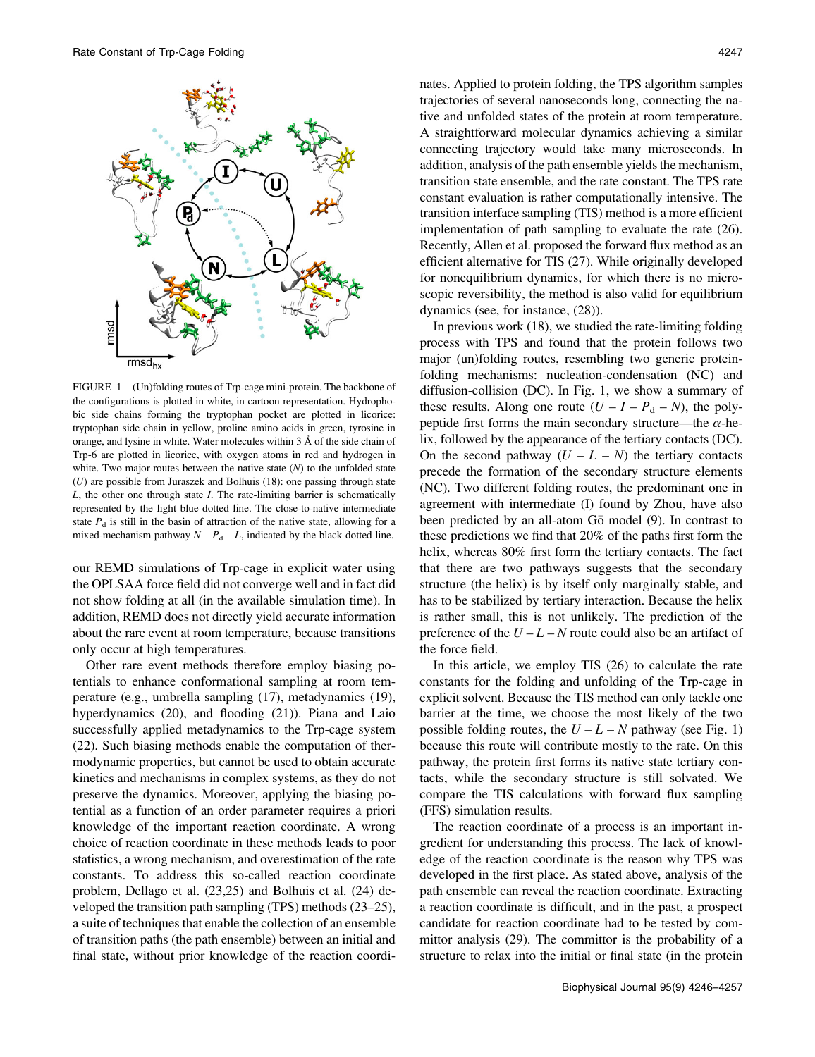FIGURE 1 (Un)folding routes of Trp-cage mini-protein. The backbone of the configurations is plotted in white, in cartoon representation. Hydrophobic side chains forming the tryptophan pocket are plotted in licorice: tryptophan side chain in yellow, proline amino acids in green, tyrosine in orange, and lysine in white. Water molecules within 3 Å of the side chain of Trp-6 are plotted in licorice, with oxygen atoms in red and hydrogen in white. Two major routes between the native state ($N$) to the unfolded state ($U$) are possible from Juraszek and Bolhuis (18): one passing through state $L$, the other one through state $I$. The rate-limiting barrier is schematically represented by the light blue dotted line. The close-to-native intermediate state $P_d$ is still in the basin of attraction of the native state, allowing for a mixed-mechanism pathway $N - P_d - L$, indicated by the black dotted line.

our REMD simulations of Trp-cage in explicit water using the OPLSAA force field did not converge well and in fact did not show folding at all (in the available simulation time). In addition, REMD does not directly yield accurate information about the rare event at room temperature, because transitions only occur at high temperatures.

Other rare event methods therefore employ biasing potentials to enhance conformational sampling at room temperature (e.g., umbrella sampling (17), metadynamics (19), hyperdynamics (20), and flooding (21)). Piana and Laio successfully applied metadynamics to the Trp-cage system (22). Such biasing methods enable the computation of thermodynamic properties, but cannot be used to obtain accurate kinetics and mechanisms in complex systems, as they do not preserve the dynamics. Moreover, applying the biasing potential as a function of an order parameter requires a priori knowledge of the important reaction coordinate. A wrong choice of reaction coordinate in these methods leads to poor statistics, a wrong mechanism, and overestimation of the rate constants. To address this so-called reaction coordinate problem, Dellago et al. (23,25) and Bolhuis et al. (24) developed the transition path sampling (TPS) methods (23–25), a suite of techniques that enable the collection of an ensemble of transition paths (the path ensemble) between an initial and final state, without prior knowledge of the reaction coordinates. Applied to protein folding, the TPS algorithm samples trajectories of several nanoseconds long, connecting the native and unfolded states of the protein at room temperature. A straightforward molecular dynamics achieving a similar connecting trajectory would take many microseconds. In addition, analysis of the path ensemble yields the mechanism, transition state ensemble, and the rate constant. The TPS rate constant evaluation is rather computationally intensive. The transition interface sampling (TIS) method is a more efficient implementation of path sampling to evaluate the rate (26). Recently, Allen et al. proposed the forward flux method as an efficient alternative for TIS (27). While originally developed for nonequilibrium dynamics, for which there is no microscopic reversibility, the method is also valid for equilibrium dynamics (see, for instance, (28)).

In previous work (18), we studied the rate-limiting folding process with TPS and found that the protein follows two major (un)folding routes, resembling two generic protein-folding mechanisms: nucleation-condensation (NC) and diffusion-collision (DC). In Fig. 1, we show a summary of these results. Along one route ($U - I - P_d - N$), the polypeptide first forms the main secondary structure—the $\alpha$-helix, followed by the appearance of the tertiary contacts (DC). On the second pathway ($U - L - N$) the tertiary contacts precede the formation of the secondary structure elements (NC). Two different folding routes, the predominant one in agreement with intermediate (I) found by Zhou, have also been predicted by an all-atom Gō model (9). In contrast to these predictions we find that 20% of the paths first form the helix, whereas 80% first form the tertiary contacts. The fact that there are two pathways suggests that the secondary structure (the helix) is by itself only marginally stable, and has to be stabilized by tertiary interaction. Because the helix is rather small, this is not unlikely. The prediction of the preference of the $U - L - N$ route could also be an artifact of the force field.

In this article, we employ TIS (26) to calculate the rate constants for the folding and unfolding of the Trp-cage in explicit solvent. Because the TIS method can only tackle one barrier at the time, we choose the most likely of the two possible folding routes, the $U - L - N$ pathway (see Fig. 1) because this route will contribute mostly to the rate. On this pathway, the protein first forms its native state tertiary contacts, while the secondary structure is still solvated. We compare the TIS calculations with forward flux sampling (FFS) simulation results.

The reaction coordinate of a process is an important ingredient for understanding this process. The lack of knowledge of the reaction coordinate is the reason why TPS was developed in the first place. As stated above, analysis of the path ensemble can reveal the reaction coordinate. Extracting a reaction coordinate is difficult, and in the past, a prospect candidate for reaction coordinate had to be tested by committor analysis (29). The committor is the probability of a structure to relax into the initial or final state (in the protein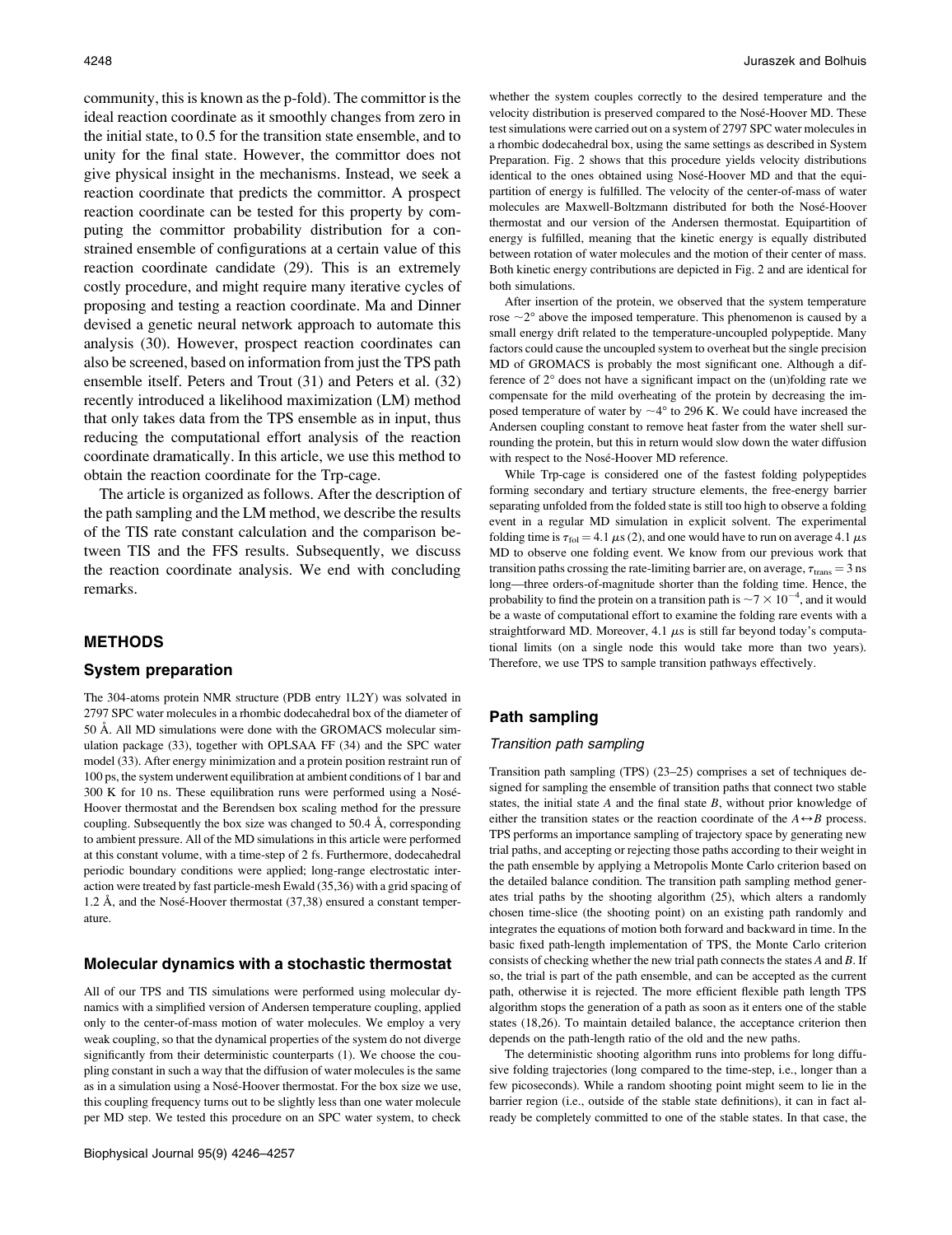community, this is known as the p-fold). The committor is the ideal reaction coordinate as it smoothly changes from zero in the initial state, to 0.5 for the transition state ensemble, and to unity for the final state. However, the committor does not give physical insight in the mechanisms. Instead, we seek a reaction coordinate that predicts the committor. A prospect reaction coordinate can be tested for this property by computing the committor probability distribution for a constrained ensemble of configurations at a certain value of this reaction coordinate candidate (29). This is an extremely costly procedure, and might require many iterative cycles of proposing and testing a reaction coordinate. Ma and Dinner devised a genetic neural network approach to automate this analysis (30). However, prospect reaction coordinates can also be screened, based on information from just the TPS path ensemble itself. Peters and Trout (31) and Peters et al. (32) recently introduced a likelihood maximization (LM) method that only takes data from the TPS ensemble as in input, thus reducing the computational effort analysis of the reaction coordinate dramatically. In this article, we use this method to obtain the reaction coordinate for the Trp-cage.

The article is organized as follows. After the description of the path sampling and the LM method, we describe the results of the TIS rate constant calculation and the comparison between TIS and the FFS results. Subsequently, we discuss the reaction coordinate analysis. We end with concluding remarks.

## METHODS

### System preparation

The 304-atoms protein NMR structure (PDB entry 1L2Y) was solvated in 2797 SPC water molecules in a rhombic dodecahedral box of the diameter of 50 Å. All MD simulations were done with the GROMACS molecular simulation package (33), together with OPLSAA FF (34) and the SPC water model (33). After energy minimization and a protein position restraint run of 100 ps, the system underwent equilibration at ambient conditions of 1 bar and 300 K for 10 ns. These equilibration runs were performed using a Nosé-Hoover thermostat and the Berendsen box scaling method for the pressure coupling. Subsequently the box size was changed to 50.4 Å, corresponding to ambient pressure. All of the MD simulations in this article were performed at this constant volume, with a time-step of 2 fs. Furthermore, dodecahedral periodic boundary conditions were applied; long-range electrostatic interaction were treated by fast particle-mesh Ewald (35,36) with a grid spacing of 1.2 Å, and the Nosé-Hoover thermostat (37,38) ensured a constant temperature.

### Molecular dynamics with a stochastic thermostat

All of our TPS and TIS simulations were performed using molecular dynamics with a simplified version of Andersen temperature coupling, applied only to the center-of-mass motion of water molecules. We employ a very weak coupling, so that the dynamical properties of the system do not diverge significantly from their deterministic counterparts (1). We choose the coupling constant in such a way that the diffusion of water molecules is the same as in a simulation using a Nosé-Hoover thermostat. For the box size we use, this coupling frequency turns out to be slightly less than one water molecule per MD step. We tested this procedure on an SPC water system, to check whether the system couples correctly to the desired temperature and the velocity distribution is preserved compared to the Nosé-Hoover MD. These test simulations were carried out on a system of 2797 SPC water molecules in a rhombic dodecahedral box, using the same settings as described in System Preparation. Fig. 2 shows that this procedure yields velocity distributions identical to the ones obtained using Nosé-Hoover MD and that the equipartition of energy is fulfilled. The velocity of the center-of-mass of water molecules are Maxwell-Boltzmann distributed for both the Nosé-Hoover thermostat and our version of the Andersen thermostat. Equipartition of energy is fulfilled, meaning that the kinetic energy is equally distributed between rotation of water molecules and the motion of their center of mass. Both kinetic energy contributions are depicted in Fig. 2 and are identical for both simulations.

After insertion of the protein, we observed that the system temperature rose ~2° above the imposed temperature. This phenomenon is caused by a small energy drift related to the temperature-uncoupled polypeptide. Many factors could cause the uncoupled system to overheat but the single precision MD of GROMACS is probably the most significant one. Although a difference of 2° does not have a significant impact on the (un)folding rate we compensate for the mild overheating of the protein by decreasing the imposed temperature of water by ~4° to 296 K. We could have increased the Andersen coupling constant to remove heat faster from the water shell surrounding the protein, but this in return would slow down the water diffusion with respect to the Nosé-Hoover MD reference.

While Trp-cage is considered one of the fastest folding polypeptides forming secondary and tertiary structure elements, the free-energy barrier separating unfolded from the folded state is still too high to observe a folding event in a regular MD simulation in explicit solvent. The experimental folding time is $\tau_{\text{fol}} = 4.1\ \mu s$ (2), and one would have to run on average 4.1 $\mu$s MD to observe one folding event. We know from our previous work that transition paths crossing the rate-limiting barrier are, on average, $\tau_{\text{trans}} = 3$ ns long—three orders-of-magnitude shorter than the folding time. Hence, the probability to find the protein on a transition path is $\sim 7 \times 10^{-4}$, and it would be a waste of computational effort to examine the folding rare events with a straightforward MD. Moreover, 4.1 $\mu$s is still far beyond today's computational limits (on a single node this would take more than two years). Therefore, we use TPS to sample transition pathways effectively.

## Path sampling

### *Transition path sampling*

Transition path sampling (TPS) (23–25) comprises a set of techniques designed for sampling the ensemble of transition paths that connect two stable states, the initial state *A* and the final state *B*, without prior knowledge of either the transition states or the reaction coordinate of the $A \leftrightarrow B$ process. TPS performs an importance sampling of trajectory space by generating new trial paths, and accepting or rejecting those paths according to their weight in the path ensemble by applying a Metropolis Monte Carlo criterion based on the detailed balance condition. The transition path sampling method generates trial paths by the shooting algorithm (25), which alters a randomly chosen time-slice (the shooting point) on an existing path randomly and integrates the equations of motion both forward and backward in time. In the basic fixed path-length implementation of TPS, the Monte Carlo criterion consists of checking whether the new trial path connects the states *A* and *B*. If so, the trial is part of the path ensemble, and can be accepted as the current path, otherwise it is rejected. The more efficient flexible path length TPS algorithm stops the generation of a path as soon as it enters one of the stable states (18,26). To maintain detailed balance, the acceptance criterion then depends on the path-length ratio of the old and the new paths.

The deterministic shooting algorithm runs into problems for long diffusive folding trajectories (long compared to the time-step, i.e., longer than a few picoseconds). While a random shooting point might seem to lie in the barrier region (i.e., outside of the stable state definitions), it can in fact already be completely committed to one of the stable states. In that case, the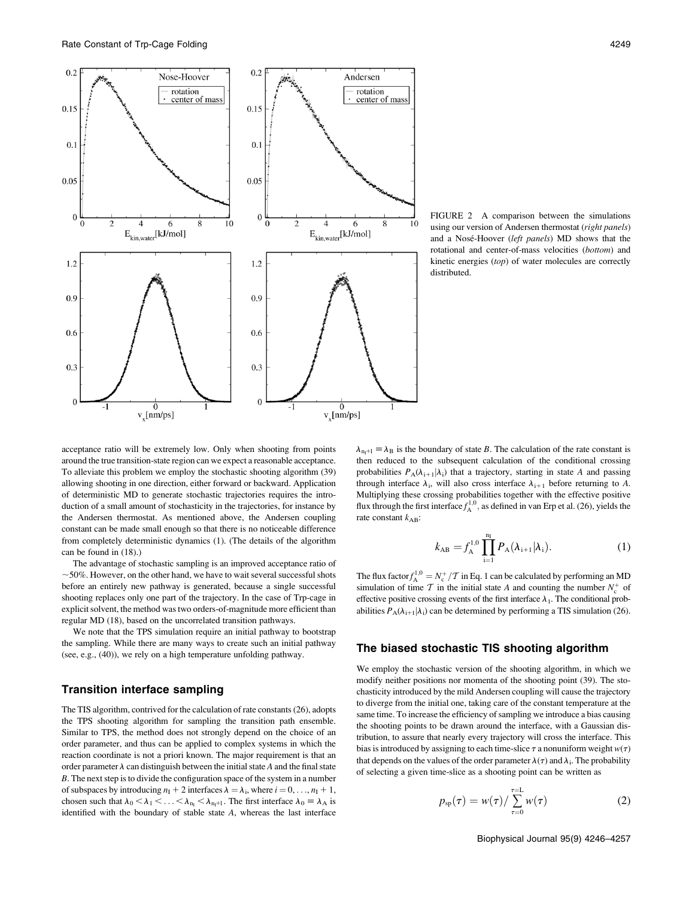FIGURE 2 A comparison between the simulations using our version of Andersen thermostat (*right panels*) and a Nosé-Hoover (*left panels*) MD shows that the rotational and center-of-mass velocities (*bottom*) and kinetic energies (*top*) of water molecules are correctly distributed.

acceptance ratio will be extremely low. Only when shooting from points around the true transition-state region can we expect a reasonable acceptance. To alleviate this problem we employ the stochastic shooting algorithm (39) allowing shooting in one direction, either forward or backward. Application of deterministic MD to generate stochastic trajectories requires the introduction of a small amount of stochasticity in the trajectories, for instance by the Andersen thermostat. As mentioned above, the Andersen coupling constant can be made small enough so that there is no noticeable difference from completely deterministic dynamics (1). (The details of the algorithm can be found in (18).)

The advantage of stochastic sampling is an improved acceptance ratio of ~50%. However, on the other hand, we have to wait several successful shots before an entirely new pathway is generated, because a single successful shooting replaces only one part of the trajectory. In the case of Trp-cage in explicit solvent, the method was two orders-of-magnitude more efficient than regular MD (18), based on the uncorrelated transition pathways.

We note that the TPS simulation require an initial pathway to bootstrap the sampling. While there are many ways to create such an initial pathway (see, e.g., (40)), we rely on a high temperature unfolding pathway.

## Transition interface sampling

The TIS algorithm, contrived for the calculation of rate constants (26), adopts the TPS shooting algorithm for sampling the transition path ensemble. Similar to TPS, the method does not strongly depend on the choice of an order parameter, and thus can be applied to complex systems in which the reaction coordinate is not a priori known. The major requirement is that an order parameter $\lambda$ can distinguish between the initial state *A* and the final state *B*. The next step is to divide the configuration space of the system in a number of subspaces by introducing $n_I + 2$ interfaces $\lambda = \lambda_i$, where $i = 0, \ldots, n_I + 1$, chosen such that $\lambda_0 < \lambda_1 < \ldots < \lambda_{n_I} < \lambda_{n_I+1}$. The first interface $\lambda_0 \equiv \lambda_A$ is identified with the boundary of stable state *A*, whereas the last interface $\lambda_{n_I+1} \equiv \lambda_B$ is the boundary of state *B*. The calculation of the rate constant is then reduced to the subsequent calculation of the conditional crossing probabilities $P_A(\lambda_{i+1}|\lambda_i)$ that a trajectory, starting in state *A* and passing through interface $\lambda_i$, will also cross interface $\lambda_{i+1}$ before returning to *A*. Multiplying these crossing probabilities together with the effective positive flux through the first interface $f_A^{1,0}$, as defined in van Erp et al. (26), yields the rate constant $k_{AB}$:

$$k_{AB} = f_A^{1,0} \prod_{i=1}^{n_I} P_A(\lambda_{i+1}|\lambda_i). \tag{1}$$

The flux factor $f_A^{1,0} = N_c^+/\mathcal{T}$ in Eq. 1 can be calculated by performing an MD simulation of time $\mathcal{T}$ in the initial state *A* and counting the number $N_c^+$ of effective positive crossing events of the first interface $\lambda_1$. The conditional probabilities $P_A(\lambda_{i+1}|\lambda_i)$ can be determined by performing a TIS simulation (26).

## The biased stochastic TIS shooting algorithm

We employ the stochastic version of the shooting algorithm, in which we modify neither positions nor momenta of the shooting point (39). The stochasticity introduced by the mild Andersen coupling will cause the trajectory to diverge from the initial one, taking care of the constant temperature at the same time. To increase the efficiency of sampling we introduce a bias causing the shooting points to be drawn around the interface, with a Gaussian distribution, to assure that nearly every trajectory will cross the interface. This bias is introduced by assigning to each time-slice $\tau$ a nonuniform weight $w(\tau)$ that depends on the values of the order parameter $\lambda(\tau)$ and $\lambda_i$. The probability of selecting a given time-slice as a shooting point can be written as

$$p_{sp}(\tau) = w(\tau) / \sum_{\tau=0}^{\tau=L} w(\tau) \tag{2}$$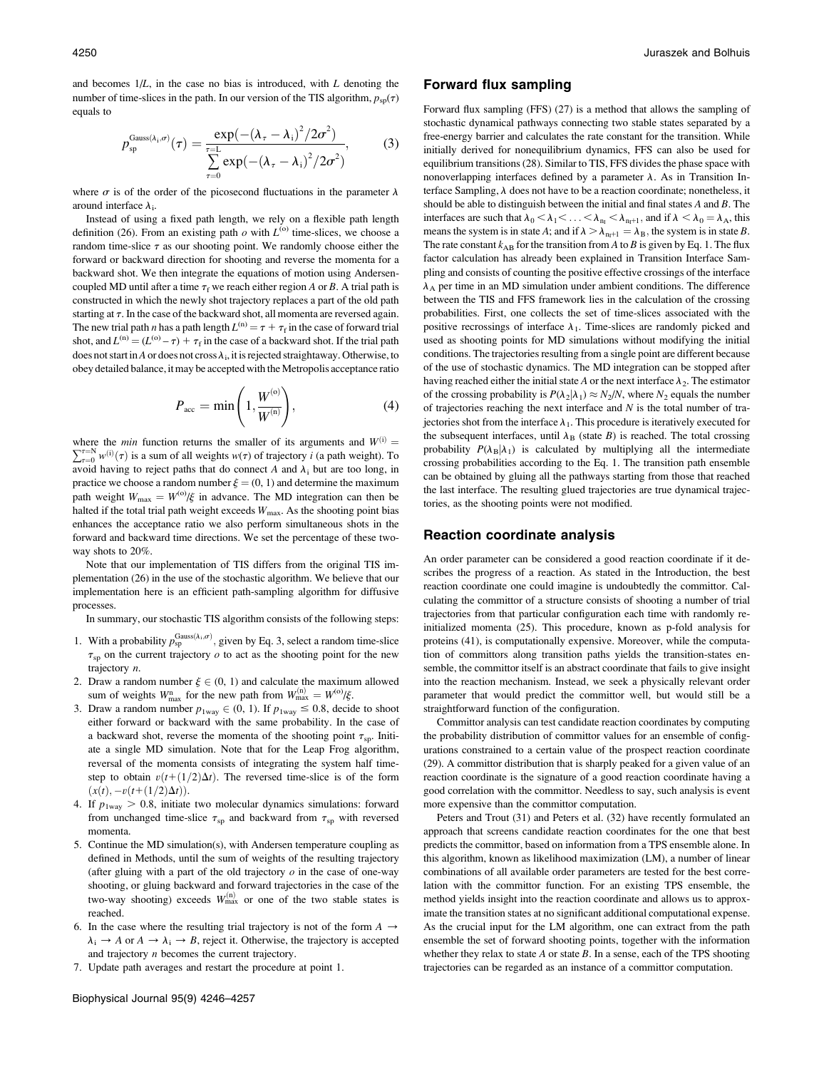and becomes $1/L$, in the case no bias is introduced, with $L$ denoting the number of time-slices in the path. In our version of the TIS algorithm, $p_{sp}(\tau)$ equals to

$$p_{sp}^{\mathrm{Gauss}(\lambda_i,\sigma)}(\tau) = \frac{\exp\left(-(\lambda_\tau - \lambda_i)^2/2\sigma^2\right)}{\sum_{\tau=0}^{\tau=L}\exp\left(-(\lambda_\tau - \lambda_i)^2/2\sigma^2\right)}, \tag{3}$$

where $\sigma$ is of the order of the picosecond fluctuations in the parameter $\lambda$ around interface $\lambda_i$.

Instead of using a fixed path length, we rely on a flexible path length definition (26). From an existing path $o$ with $L^{(o)}$ time-slices, we choose a random time-slice $\tau$ as our shooting point. We randomly choose either the forward or backward direction for shooting and reverse the momenta for a backward shot. We then integrate the equations of motion using Andersen-coupled MD until after a time $\tau_f$ we reach either region $A$ or $B$. A trial path is constructed in which the newly shot trajectory replaces a part of the old path starting at $\tau$. In the case of the backward shot, all momenta are reversed again. The new trial path $n$ has a path length $L^{(n)} = \tau + \tau_f$ in the case of forward trial shot, and $L^{(n)} = (L^{(o)} - \tau) + \tau_f$ in the case of a backward shot. If the trial path does not start in $A$ or does not cross $\lambda_i$, it is rejected straightaway. Otherwise, to obey detailed balance, it may be accepted with the Metropolis acceptance ratio

$$P_{\mathrm{acc}} = \min\left(1, \frac{W^{(o)}}{W^{(n)}}\right), \tag{4}$$

where the *min* function returns the smaller of its arguments and $W^{(i)} = \sum_{\tau=0}^{\tau=N} w^{(i)}(\tau)$ is a sum of all weights $w(\tau)$ of trajectory $i$ (a path weight). To avoid having to reject paths that do connect $A$ and $\lambda_i$ but are too long, in practice we choose a random number $\xi = (0, 1)$ and determine the maximum path weight $W_{\max} = W^{(o)}/\xi$ in advance. The MD integration can then be halted if the total trial path weight exceeds $W_{\max}$. As the shooting point bias enhances the acceptance ratio we also perform simultaneous shots in the forward and backward time directions. We set the percentage of these two-way shots to 20%.

Note that our implementation of TIS differs from the original TIS implementation (26) in the use of the stochastic algorithm. We believe that our implementation here is an efficient path-sampling algorithm for diffusive processes.

In summary, our stochastic TIS algorithm consists of the following steps:

1. With a probability $p_{sp}^{\mathrm{Gauss}(\lambda_i,\sigma)}$, given by Eq. 3, select a random time-slice $\tau_{sp}$ on the current trajectory $o$ to act as the shooting point for the new trajectory $n$.
2. Draw a random number $\xi \in (0, 1)$ and calculate the maximum allowed sum of weights $W_{\max}^{n}$ for the new path from $W_{\max}^{(n)} = W^{(o)}/\xi$.
3. Draw a random number $p_{1\mathrm{way}} \in (0, 1)$. If $p_{1\mathrm{way}} \leq 0.8$, decide to shoot either forward or backward with the same probability. In the case of a backward shot, reverse the momenta of the shooting point $\tau_{sp}$. Initiate a single MD simulation. Note that for the Leap Frog algorithm, reversal of the momenta consists of integrating the system half timestep to obtain $v(t+(1/2)\Delta t)$. The reversed time-slice is of the form $(x(t), -v(t+(1/2)\Delta t))$.
4. If $p_{1\mathrm{way}} > 0.8$, initiate two molecular dynamics simulations: forward from unchanged time-slice $\tau_{sp}$ and backward from $\tau_{sp}$ with reversed momenta.
5. Continue the MD simulation(s), with Andersen temperature coupling as defined in Methods, until the sum of weights of the resulting trajectory (after gluing with a part of the old trajectory $o$ in the case of one-way shooting, or gluing backward and forward trajectories in the case of the two-way shooting) exceeds $W_{\max}^{(n)}$ or one of the two stable states is reached.
6. In the case where the resulting trial trajectory is not of the form $A \rightarrow \lambda_i \rightarrow A$ or $A \rightarrow \lambda_i \rightarrow B$, reject it. Otherwise, the trajectory is accepted and trajectory $n$ becomes the current trajectory.
7. Update path averages and restart the procedure at point 1.

## Forward flux sampling

Forward flux sampling (FFS) (27) is a method that allows the sampling of stochastic dynamical pathways connecting two stable states separated by a free-energy barrier and calculates the rate constant for the transition. While initially derived for nonequilibrium dynamics, FFS can also be used for equilibrium transitions (28). Similar to TIS, FFS divides the phase space with nonoverlapping interfaces defined by a parameter $\lambda$. As in Transition Interface Sampling, $\lambda$ does not have to be a reaction coordinate; nonetheless, it should be able to distinguish between the initial and final states $A$ and $B$. The interfaces are such that $\lambda_0 < \lambda_1 < \ldots < \lambda_n < \lambda_{n+1}$, and if $\lambda < \lambda_0 = \lambda_A$, this means the system is in state $A$; and if $\lambda > \lambda_{n+1} = \lambda_B$, the system is in state $B$. The rate constant $k_{AB}$ for the transition from $A$ to $B$ is given by Eq. 1. The flux factor calculation has already been explained in Transition Interface Sampling and consists of counting the positive effective crossings of the interface $\lambda_A$ per time in an MD simulation under ambient conditions. The difference between the TIS and FFS framework lies in the calculation of the crossing probabilities. First, one collects the set of time-slices associated with the positive recrossings of interface $\lambda_1$. Time-slices are randomly picked and used as shooting points for MD simulations without modifying the initial conditions. The trajectories resulting from a single point are different because of the use of stochastic dynamics. The MD integration can be stopped after having reached either the initial state $A$ or the next interface $\lambda_2$. The estimator of the crossing probability is $P(\lambda_2|\lambda_1) \approx N_2/N$, where $N_2$ equals the number of trajectories reaching the next interface and $N$ is the total number of trajectories shot from the interface $\lambda_1$. This procedure is iteratively executed for the subsequent interfaces, until $\lambda_B$ (state $B$) is reached. The total crossing probability $P(\lambda_B|\lambda_1)$ is calculated by multiplying all the intermediate crossing probabilities according to the Eq. 1. The transition path ensemble can be obtained by gluing all the pathways starting from those that reached the last interface. The resulting glued trajectories are true dynamical trajectories, as the shooting points were not modified.

## Reaction coordinate analysis

An order parameter can be considered a good reaction coordinate if it describes the progress of a reaction. As stated in the Introduction, the best reaction coordinate one could imagine is undoubtedly the committor. Calculating the committor of a structure consists of shooting a number of trial trajectories from that particular configuration each time with randomly reinitialized momenta (25). This procedure, known as p-fold analysis for proteins (41), is computationally expensive. Moreover, while the computation of committors along transition paths yields the transition-states ensemble, the committor itself is an abstract coordinate that fails to give insight into the reaction mechanism. Instead, we seek a physically relevant order parameter that would predict the committor well, but would still be a straightforward function of the configuration.

Committor analysis can test candidate reaction coordinates by computing the probability distribution of committor values for an ensemble of configurations constrained to a certain value of the prospect reaction coordinate (29). A committor distribution that is sharply peaked for a given value of an reaction coordinate is the signature of a good reaction coordinate having a good correlation with the committor. Needless to say, such analysis is event more expensive than the committor computation.

Peters and Trout (31) and Peters et al. (32) have recently formulated an approach that screens candidate reaction coordinates for the one that best predicts the committor, based on information from a TPS ensemble alone. In this algorithm, known as likelihood maximization (LM), a number of linear combinations of all available order parameters are tested for the best correlation with the committor function. For an existing TPS ensemble, the method yields insight into the reaction coordinate and allows us to approximate the transition states at no significant additional computational expense. As the crucial input for the LM algorithm, one can extract from the path ensemble the set of forward shooting points, together with the information whether they relax to state $A$ or state $B$. In a sense, each of the TPS shooting trajectories can be regarded as an instance of a committor computation.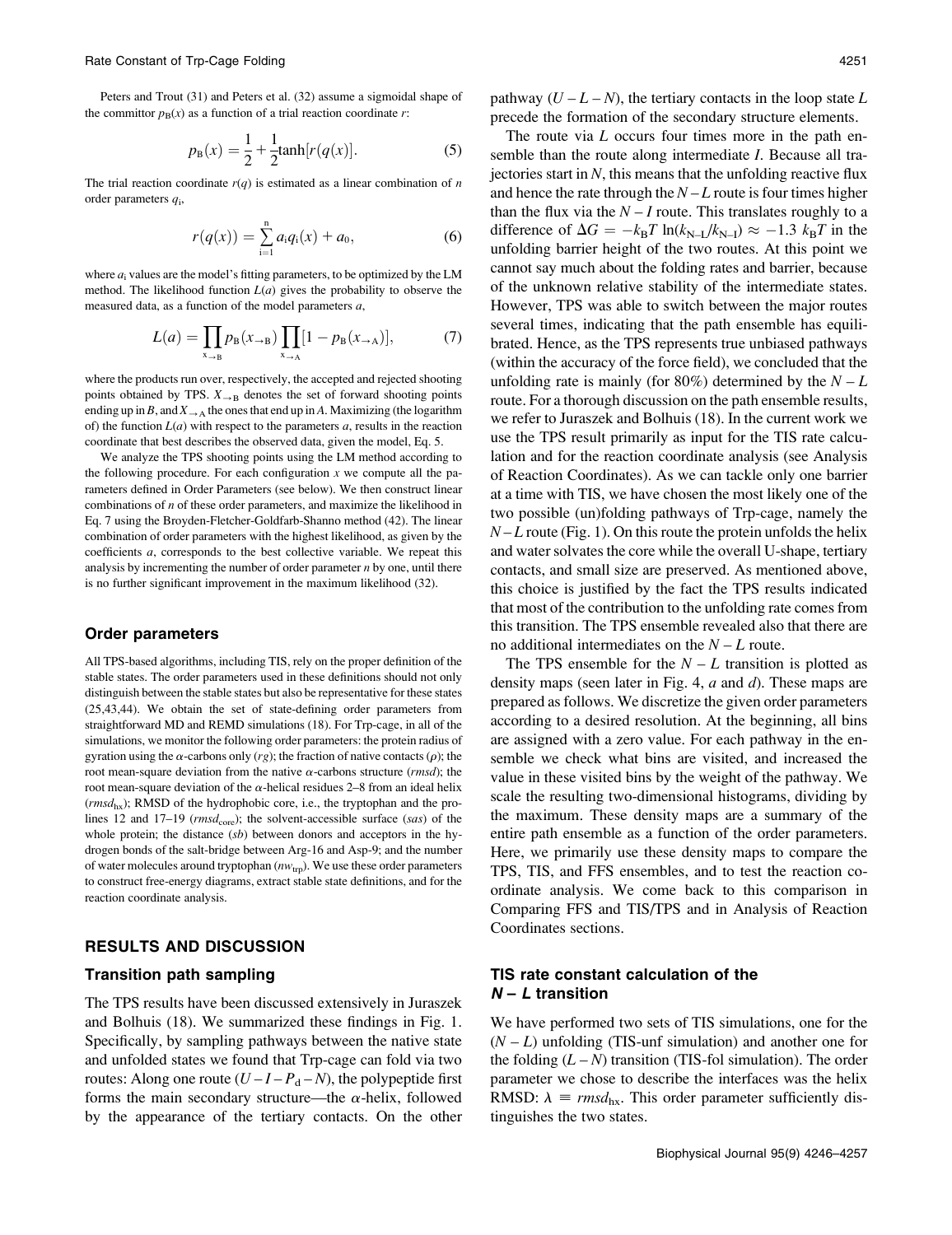Peters and Trout (31) and Peters et al. (32) assume a sigmoidal shape of the committor $p_B(x)$ as a function of a trial reaction coordinate $r$:

$$p_B(x) = \frac{1}{2} + \frac{1}{2}\tanh[r(q(x))]. \tag{5}$$

The trial reaction coordinate $r(q)$ is estimated as a linear combination of $n$ order parameters $q_i$,

$$r(q(x)) = \sum_{i=1}^{n} a_i q_i(x) + a_0, \tag{6}$$

where $a_i$ values are the model's fitting parameters, to be optimized by the LM method. The likelihood function $L(a)$ gives the probability to observe the measured data, as a function of the model parameters $a$,

$$L(a) = \prod_{x_{\rightarrow B}} p_B(x_{\rightarrow B}) \prod_{x_{\rightarrow A}} [1 - p_B(x_{\rightarrow A})], \tag{7}$$

where the products run over, respectively, the accepted and rejected shooting points obtained by TPS. $X_{\rightarrow B}$ denotes the set of forward shooting points ending up in $B$, and $X_{\rightarrow A}$ the ones that end up in $A$. Maximizing (the logarithm of) the function $L(a)$ with respect to the parameters $a$, results in the reaction coordinate that best describes the observed data, given the model, Eq. 5.

We analyze the TPS shooting points using the LM method according to the following procedure. For each configuration $x$ we compute all the parameters defined in Order Parameters (see below). We then construct linear combinations of $n$ of these order parameters, and maximize the likelihood in Eq. 7 using the Broyden-Fletcher-Goldfarb-Shanno method (42). The linear combination of order parameters with the highest likelihood, as given by the coefficients $a$, corresponds to the best collective variable. We repeat this analysis by incrementing the number of order parameter $n$ by one, until there is no further significant improvement in the maximum likelihood (32).

### Order parameters

All TPS-based algorithms, including TIS, rely on the proper definition of the stable states. The order parameters used in these definitions should not only distinguish between the stable states but also be representative for these states (25,43,44). We obtain the set of state-defining order parameters from straightforward MD and REMD simulations (18). For Trp-cage, in all of the simulations, we monitor the following order parameters: the protein radius of gyration using the $\alpha$-carbons only ($rg$); the fraction of native contacts ($\rho$); the root mean-square deviation from the native $\alpha$-carbons structure ($rmsd$); the root mean-square deviation of the $\alpha$-helical residues 2–8 from an ideal helix ($rmsd_{hx}$); RMSD of the hydrophobic core, i.e., the tryptophan and the prolines 12 and 17–19 ($rmsd_{core}$); the solvent-accessible surface ($sas$) of the whole protein; the distance ($sb$) between donors and acceptors in the hydrogen bonds of the salt-bridge between Arg-16 and Asp-9; and the number of water molecules around tryptophan ($nw_{trp}$). We use these order parameters to construct free-energy diagrams, extract stable state definitions, and for the reaction coordinate analysis.

## RESULTS AND DISCUSSION

### Transition path sampling

The TPS results have been discussed extensively in Juraszek and Bolhuis (18). We summarized these findings in Fig. 1. Specifically, by sampling pathways between the native state and unfolded states we found that Trp-cage can fold via two routes: Along one route ($U - I - P_d - N$), the polypeptide first forms the main secondary structure—the $\alpha$-helix, followed by the appearance of the tertiary contacts. On the other pathway ($U - L - N$), the tertiary contacts in the loop state $L$ precede the formation of the secondary structure elements.

The route via $L$ occurs four times more in the path ensemble than the route along intermediate $I$. Because all trajectories start in $N$, this means that the unfolding reactive flux and hence the rate through the $N - L$ route is four times higher than the flux via the $N - I$ route. This translates roughly to a difference of $\Delta G = -k_BT \ln(k_{N-L}/k_{N-I}) \approx -1.3\ k_BT$ in the unfolding barrier height of the two routes. At this point we cannot say much about the folding rates and barrier, because of the unknown relative stability of the intermediate states. However, TPS was able to switch between the major routes several times, indicating that the path ensemble has equilibrated. Hence, as the TPS represents true unbiased pathways (within the accuracy of the force field), we concluded that the unfolding rate is mainly (for 80%) determined by the $N - L$ route. For a thorough discussion on the path ensemble results, we refer to Juraszek and Bolhuis (18). In the current work we use the TPS result primarily as input for the TIS rate calculation and for the reaction coordinate analysis (see Analysis of Reaction Coordinates). As we can tackle only one barrier at a time with TIS, we have chosen the most likely one of the two possible (un)folding pathways of Trp-cage, namely the $N - L$ route (Fig. 1). On this route the protein unfolds the helix and water solvates the core while the overall U-shape, tertiary contacts, and small size are preserved. As mentioned above, this choice is justified by the fact the TPS results indicated that most of the contribution to the unfolding rate comes from this transition. The TPS ensemble revealed also that there are no additional intermediates on the $N - L$ route.

The TPS ensemble for the $N - L$ transition is plotted as density maps (seen later in Fig. 4, *a* and *d*). These maps are prepared as follows. We discretize the given order parameters according to a desired resolution. At the beginning, all bins are assigned with a zero value. For each pathway in the ensemble we check what bins are visited, and increased the value in these visited bins by the weight of the pathway. We scale the resulting two-dimensional histograms, dividing by the maximum. These density maps are a summary of the entire path ensemble as a function of the order parameters. Here, we primarily use these density maps to compare the TPS, TIS, and FFS ensembles, and to test the reaction coordinate analysis. We come back to this comparison in Comparing FFS and TIS/TPS and in Analysis of Reaction Coordinates sections.

### TIS rate constant calculation of the $N - L$ transition

We have performed two sets of TIS simulations, one for the ($N - L$) unfolding (TIS-unf simulation) and another one for the folding ($L - N$) transition (TIS-fol simulation). The order parameter we chose to describe the interfaces was the helix RMSD: $\lambda \equiv rmsd_{hx}$. This order parameter sufficiently distinguishes the two states.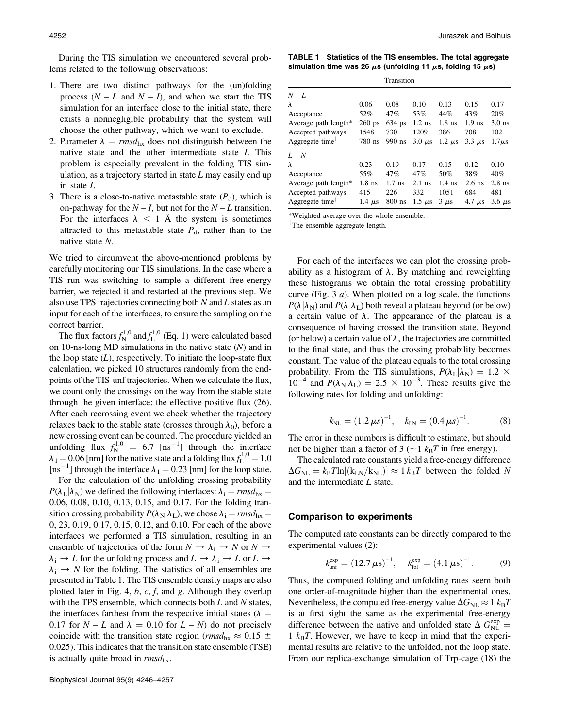During the TIS simulation we encountered several problems related to the following observations:

1. There are two distinct pathways for the (un)folding process ($N - L$ and $N - I$), and when we start the TIS simulation for an interface close to the initial state, there exists a nonnegligible probability that the system will choose the other pathway, which we want to exclude.
2. Parameter $\lambda = rmsd_{hx}$ does not distinguish between the native state and the other intermediate state $I$. This problem is especially prevalent in the folding TIS simulation, as a trajectory started in state $L$ may easily end up in state $I$.
3. There is a close-to-native metastable state ($P_d$), which is on-pathway for the $N - I$, but not for the $N - L$ transition. For the interfaces $\lambda < 1$ Å the system is sometimes attracted to this metastable state $P_d$, rather than to the native state $N$.

We tried to circumvent the above-mentioned problems by carefully monitoring our TIS simulations. In the case where a TIS run was switching to sample a different free-energy barrier, we rejected it and restarted at the previous step. We also use TPS trajectories connecting both $N$ and $L$ states as an input for each of the interfaces, to ensure the sampling on the correct barrier.

The flux factors $f_N^{1,0}$ and $f_L^{1,0}$ (Eq. 1) were calculated based on 10-ns-long MD simulations in the native state ($N$) and in the loop state ($L$), respectively. To initiate the loop-state flux calculation, we picked 10 structures randomly from the endpoints of the TIS-unf trajectories. When we calculate the flux, we count only the crossings on the way from the stable state through the given interface: the effective positive flux (26). After each recrossing event we check whether the trajectory relaxes back to the stable state (crosses through $\lambda_0$), before a new crossing event can be counted. The procedure yielded an unfolding flux $f_N^{1,0} = 6.7$ [ns$^{-1}$] through the interface $\lambda_1 = 0.06$ [nm] for the native state and a folding flux $f_L^{1,0} = 1.0$ [ns$^{-1}$] through the interface $\lambda_1 = 0.23$ [nm] for the loop state.

For the calculation of the unfolding crossing probability $P(\lambda_L|\lambda_N)$ we defined the following interfaces: $\lambda_i = rmsd_{hx} =$ 0.06, 0.08, 0.10, 0.13, 0.15, and 0.17. For the folding transition crossing probability $P(\lambda_N|\lambda_L)$, we chose $\lambda_i = rmsd_{hx} =$ 0, 23, 0.19, 0.17, 0.15, 0.12, and 0.10. For each of the above interfaces we performed a TIS simulation, resulting in an ensemble of trajectories of the form $N \rightarrow \lambda_i \rightarrow N$ or $N \rightarrow \lambda_i \rightarrow L$ for the unfolding process and $L \rightarrow \lambda_i \rightarrow L$ or $L \rightarrow \lambda_i \rightarrow N$ for the folding. The statistics of all ensembles are presented in Table 1. The TIS ensemble density maps are also plotted later in Fig. 4, *b*, *c*, *f*, and *g*. Although they overlap with the TPS ensemble, which connects both $L$ and $N$ states, the interfaces farthest from the respective initial states ($\lambda =$ 0.17 for $N - L$ and $\lambda = 0.10$ for $L - N$) do not precisely coincide with the transition state region ($rmsd_{hx} \approx 0.15 \pm$ 0.025). This indicates that the transition state ensemble (TSE) is actually quite broad in $rmsd_{hx}$.

**TABLE 1 Statistics of the TIS ensembles. The total aggregate simulation time was 26 μs (unfolding 11 μs, folding 15 μs)**

| Transition | | | | | | |
|---|---|---|---|---|---|---|
| $N - L$ | | | | | | |
| $\lambda$ | 0.06 | 0.08 | 0.10 | 0.13 | 0.15 | 0.17 |
| Acceptance | 52% | 47% | 53% | 44% | 43% | 20% |
| Average path length* | 260 ps | 634 ps | 1.2 ns | 1.8 ns | 1.9 ns | 3.0 ns |
| Accepted pathways | 1548 | 730 | 1209 | 386 | 708 | 102 |
| Aggregate time† | 780 ns | 990 ns | 3.0 μs | 1.2 μs | 3.3 μs | 1.7μs |
| $L - N$ | | | | | | |
| $\lambda$ | 0.23 | 0.19 | 0.17 | 0.15 | 0.12 | 0.10 |
| Acceptance | 55% | 47% | 47% | 50% | 38% | 40% |
| Average path length* | 1.8 ns | 1.7 ns | 2.1 ns | 1.4 ns | 2.6 ns | 2.8 ns |
| Accepted pathways | 415 | 226 | 332 | 1051 | 684 | 481 |
| Aggregate time† | 1.4 μs | 800 ns | 1.5 μs | 3 μs | 4.7 μs | 3.6 μs |

*Weighted average over the whole ensemble.

†The ensemble aggregate length.

For each of the interfaces we can plot the crossing probability as a histogram of $\lambda$. By matching and reweighting these histograms we obtain the total crossing probability curve (Fig. 3 *a*). When plotted on a log scale, the functions $P(\lambda|\lambda_N)$ and $P(\lambda|\lambda_L)$ both reveal a plateau beyond (or below) a certain value of $\lambda$. The appearance of the plateau is a consequence of having crossed the transition state. Beyond (or below) a certain value of $\lambda$, the trajectories are committed to the final state, and thus the crossing probability becomes constant. The value of the plateau equals to the total crossing probability. From the TIS simulations, $P(\lambda_L|\lambda_N) = 1.2 \times 10^{-4}$ and $P(\lambda_N|\lambda_L) = 2.5 \times 10^{-3}$. These results give the following rates for folding and unfolding:

$$k_{NL} = (1.2\,\mu s)^{-1}, \quad k_{LN} = (0.4\,\mu s)^{-1}. \tag{8}$$

The error in these numbers is difficult to estimate, but should not be higher than a factor of 3 ($\sim 1\ k_BT$ in free energy).

The calculated rate constants yield a free-energy difference $\Delta G_{NL} = k_BT \ln[(k_{LN}/k_{NL})] \approx 1\ k_BT$ between the folded $N$ and the intermediate $L$ state.

### Comparison to experiments

The computed rate constants can be directly compared to the experimental values (2):

$$k_{unf}^{exp} = (12.7\,\mu s)^{-1}, \quad k_{fol}^{exp} = (4.1\,\mu s)^{-1}. \tag{9}$$

Thus, the computed folding and unfolding rates seem both one order-of-magnitude higher than the experimental ones. Nevertheless, the computed free-energy value $\Delta G_{NL} \approx 1\ k_BT$ is at first sight the same as the experimental free-energy difference between the native and unfolded state $\Delta G_{NU}^{exp} = 1\ k_BT$. However, we have to keep in mind that the experimental results are relative to the unfolded, not the loop state. From our replica-exchange simulation of Trp-cage (18) the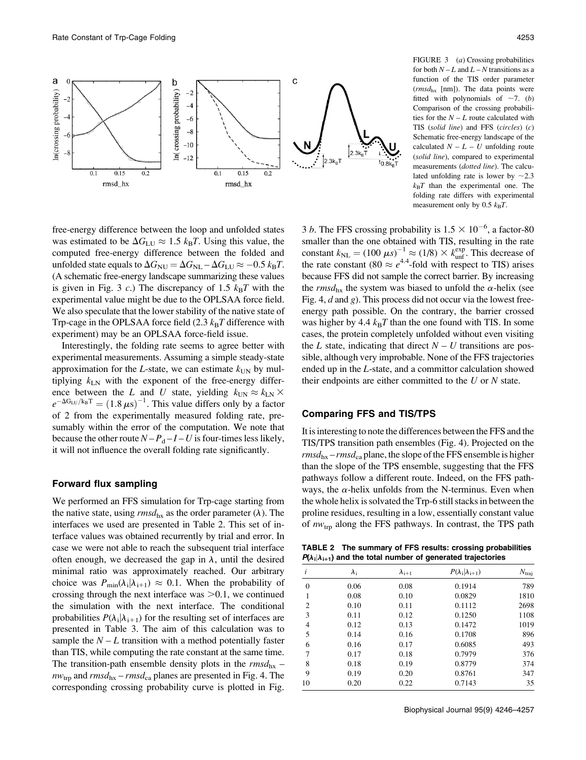FIGURE 3 (*a*) Crossing probabilities for both $N - L$ and $L - N$ transitions as a function of the TIS order parameter ($rmsd_{hx}$ [nm]). The data points were fitted with polynomials of ~7. (*b*) Comparison of the crossing probabilities for the $N - L$ route calculated with TIS (*solid line*) and FFS (*circles*) (*c*) Schematic free-energy landscape of the calculated $N - L - U$ unfolding route (*solid line*), compared to experimental measurements (*dotted line*). The calculated unfolding rate is lower by ~2.3 $k_BT$ than the experimental one. The folding rate differs with experimental measurement only by 0.5 $k_BT$.

free-energy difference between the loop and unfolded states was estimated to be $\Delta G_{LU} \approx 1.5\ k_BT$. Using this value, the computed free-energy difference between the folded and unfolded state equals to $\Delta G_{NU} = \Delta G_{NL} - \Delta G_{LU} \approx -0.5\ k_BT$. (A schematic free-energy landscape summarizing these values is given in Fig. 3 *c*.) The discrepancy of 1.5 $k_BT$ with the experimental value might be due to the OPLSAA force field. We also speculate that the lower stability of the native state of Trp-cage in the OPLSAA force field (2.3 $k_BT$ difference with experiment) may be an OPLSAA force-field issue.

Interestingly, the folding rate seems to agree better with experimental measurements. Assuming a simple steady-state approximation for the *L*-state, we can estimate $k_{UN}$ by multiplying $k_{LN}$ with the exponent of the free-energy difference between the *L* and *U* state, yielding $k_{UN} \approx k_{LN} \times e^{-\Delta G_{LU}/k_BT} = (1.8\ \mu s)^{-1}$. This value differs only by a factor of 2 from the experimentally measured folding rate, presumably within the error of the computation. We note that because the other route $N - P_d - I - U$ is four-times less likely, it will not influence the overall folding rate significantly.

## Forward flux sampling

We performed an FFS simulation for Trp-cage starting from the native state, using $rmsd_{hx}$ as the order parameter ($\lambda$). The interfaces we used are presented in Table 2. This set of interface values was obtained recurrently by trial and error. In case we were not able to reach the subsequent trial interface often enough, we decreased the gap in $\lambda$, until the desired minimal ratio was approximately reached. Our arbitrary choice was $P_{min}(\lambda_i|\lambda_{i+1}) \approx 0.1$. When the probability of crossing through the next interface was >0.1, we continued the simulation with the next interface. The conditional probabilities $P(\lambda_i|\lambda_{i+1})$ for the resulting set of interfaces are presented in Table 3. The aim of this calculation was to sample the $N - L$ transition with a method potentially faster than TIS, while computing the rate constant at the same time. The transition-path ensemble density plots in the $rmsd_{hx} - nw_{trp}$ and $rmsd_{hx} - rmsd_{ca}$ planes are presented in Fig. 4. The corresponding crossing probability curve is plotted in Fig. 3 *b*. The FFS crossing probability is $1.5 \times 10^{-6}$, a factor-80 smaller than the one obtained with TIS, resulting in the rate constant $k_{NL} = (100\ \mu s)^{-1} \approx (1/8) \times k_{unf}^{exp}$. This decrease of the rate constant ($80 \approx e^{4.4}$-fold with respect to TIS) arises because FFS did not sample the correct barrier. By increasing the $rmsd_{hx}$ the system was biased to unfold the $\alpha$-helix (see Fig. 4, *d* and *g*). This process did not occur via the lowest free-energy path possible. On the contrary, the barrier crossed was higher by 4.4 $k_BT$ than the one found with TIS. In some cases, the protein completely unfolded without even visiting the *L* state, indicating that direct $N - U$ transitions are possible, although very improbable. None of the FFS trajectories ended up in the *L*-state, and a committor calculation showed their endpoints are either committed to the *U* or *N* state.

## Comparing FFS and TIS/TPS

It is interesting to note the differences between the FFS and the TIS/TPS transition path ensembles (Fig. 4). Projected on the $rmsd_{hx} - rmsd_{ca}$ plane, the slope of the FFS ensemble is higher than the slope of the TPS ensemble, suggesting that the FFS pathways follow a different route. Indeed, on the FFS pathways, the $\alpha$-helix unfolds from the N-terminus. Even when the whole helix is solvated the Trp-6 still stacks in between the proline residues, resulting in a low, essentially constant value of $nw_{trp}$ along the FFS pathways. In contrast, the TPS path

**TABLE 2 The summary of FFS results: crossing probabilities $P(\lambda_i|\lambda_{i+1})$ and the total number of generated trajectories**

| $i$ | $\lambda_i$ | $\lambda_{i+1}$ | $P(\lambda_i\|\lambda_{i+1})$ | $N_{traj}$ |
|---|---|---|---|---|
| 0 | 0.06 | 0.08 | 0.1914 | 789 |
| 1 | 0.08 | 0.10 | 0.0829 | 1810 |
| 2 | 0.10 | 0.11 | 0.1112 | 2698 |
| 3 | 0.11 | 0.12 | 0.1250 | 1108 |
| 4 | 0.12 | 0.13 | 0.1472 | 1019 |
| 5 | 0.14 | 0.16 | 0.1708 | 896 |
| 6 | 0.16 | 0.17 | 0.6085 | 493 |
| 7 | 0.17 | 0.18 | 0.7979 | 376 |
| 8 | 0.18 | 0.19 | 0.8779 | 374 |
| 9 | 0.19 | 0.20 | 0.8761 | 347 |
| 10 | 0.20 | 0.22 | 0.7143 | 35 |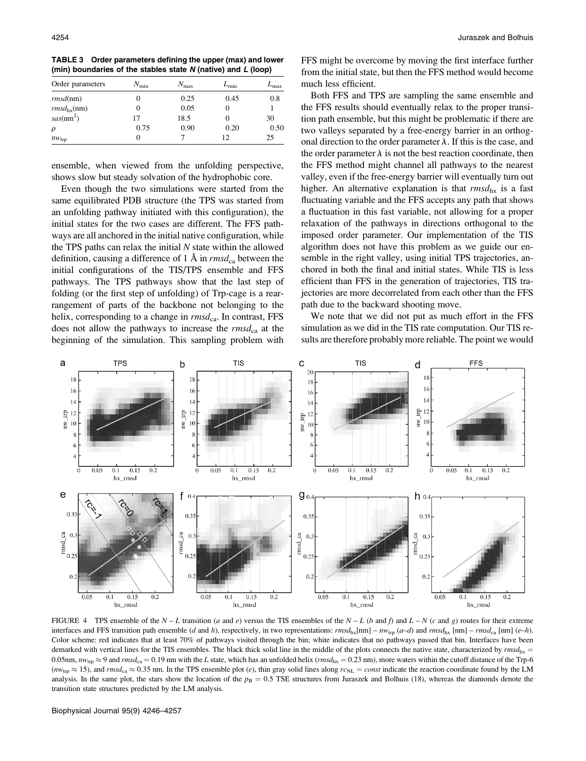TABLE 3 Order parameters defining the upper (max) and lower (min) boundaries of the stables state *N* (native) and *L* (loop)

| Order parameters | $N_{min}$ | $N_{max}$ | $L_{min}$ | $L_{max}$ |
|---|---|---|---|---|
| *rmsd*(nm) | 0 | 0.25 | 0.45 | 0.8 |
| $rmsd_{hx}$(nm) | 0 | 0.05 | 0 | 1 |
| *sas*(nm$^2$) | 17 | 18.5 | 0 | 30 |
| $\rho$ | 0.75 | 0.90 | 0.20 | 0.50 |
| $nw_{trp}$ | 0 | 7 | 12 | 25 |

ensemble, when viewed from the unfolding perspective, shows slow but steady solvation of the hydrophobic core.

Even though the two simulations were started from the same equilibrated PDB structure (the TPS was started from an unfolding pathway initiated with this configuration), the initial states for the two cases are different. The FFS pathways are all anchored in the initial native configuration, while the TPS paths can relax the initial *N* state within the allowed definition, causing a difference of 1 Å in $rmsd_{ca}$ between the initial configurations of the TIS/TPS ensemble and FFS pathways. The TPS pathways show that the last step of folding (or the first step of unfolding) of Trp-cage is a rearrangement of parts of the backbone not belonging to the helix, corresponding to a change in $rmsd_{ca}$. In contrast, FFS does not allow the pathways to increase the $rmsd_{ca}$ at the beginning of the simulation. This sampling problem with FFS might be overcome by moving the first interface further from the initial state, but then the FFS method would become much less efficient.

Both FFS and TPS are sampling the same ensemble and the FFS results should eventually relax to the proper transition path ensemble, but this might be problematic if there are two valleys separated by a free-energy barrier in an orthogonal direction to the order parameter $\lambda$. If this is the case, and the order parameter $\lambda$ is not the best reaction coordinate, then the FFS method might channel all pathways to the nearest valley, even if the free-energy barrier will eventually turn out higher. An alternative explanation is that $rmsd_{hx}$ is a fast fluctuating variable and the FFS accepts any path that shows a fluctuation in this fast variable, not allowing for a proper relaxation of the pathways in directions orthogonal to the imposed order parameter. Our implementation of the TIS algorithm does not have this problem as we guide our ensemble in the right valley, using initial TPS trajectories, anchored in both the final and initial states. While TIS is less efficient than FFS in the generation of trajectories, TIS trajectories are more decorrelated from each other than the FFS path due to the backward shooting move.

We note that we did not put as much effort in the FFS simulation as we did in the TIS rate computation. Our TIS results are therefore probably more reliable. The point we would

FIGURE 4 TPS ensemble of the $N - L$ transition (*a* and *e*) versus the TIS ensembles of the $N - L$ (*b* and *f*) and $L - N$ (*c* and *g*) routes for their extreme interfaces and FFS transition path ensemble (*d* and *h*), respectively, in two representations: $rmsd_{hx}$[nm] – $nw_{trp}$ (*a–d*) and $rmsd_{hx}$ [nm] – $rmsd_{ca}$ [nm] (*e–h*). Color scheme: red indicates that at least 70% of pathways visited through the bin; white indicates that no pathways passed that bin. Interfaces have been demarked with vertical lines for the TIS ensembles. The black thick solid line in the middle of the plots connects the native state, characterized by $rmsd_{hx}$ = 0.05nm, $nw_{trp} \approx 9$ and $rmsd_{ca}$ = 0.19 nm with the *L* state, which has an unfolded helix ($rmsd_{hx}$ = 0.23 nm), more waters within the cutoff distance of the Trp-6 ($nw_{trp} \approx 15$), and $rmsd_{ca} \approx 0.35$ nm. In the TPS ensemble plot (*e*), thin gray solid lines along $rc_{NL} = const$ indicate the reaction coordinate found by the LM analysis. In the same plot, the stars show the location of the $p_B$ = 0.5 TSE structures from Juraszek and Bolhuis (18), whereas the diamonds denote the transition state structures predicted by the LM analysis.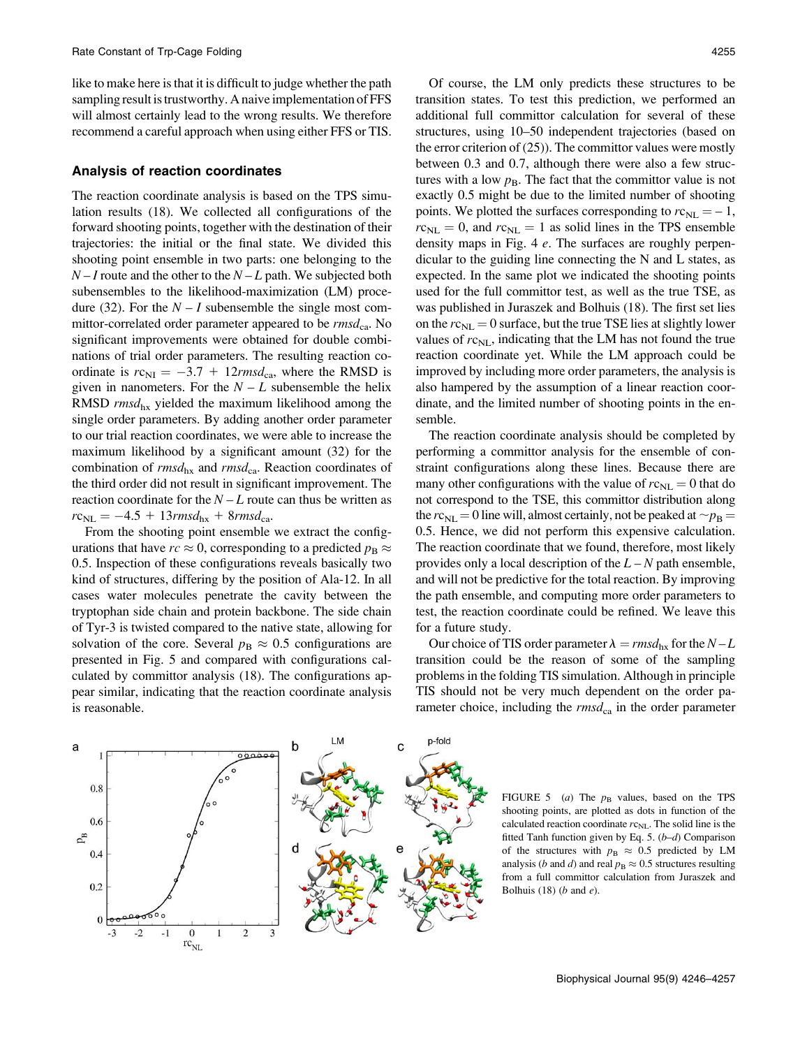like to make here is that it is difficult to judge whether the path sampling result is trustworthy. A naive implementation of FFS will almost certainly lead to the wrong results. We therefore recommend a careful approach when using either FFS or TIS.

### Analysis of reaction coordinates

The reaction coordinate analysis is based on the TPS simulation results (18). We collected all configurations of the forward shooting points, together with the destination of their trajectories: the initial or the final state. We divided this shooting point ensemble in two parts: one belonging to the $N-I$ route and the other to the $N-L$ path. We subjected both subensembles to the likelihood-maximization (LM) procedure (32). For the $N-I$ subensemble the single most committor-correlated order parameter appeared to be $rmsd_{ca}$. No significant improvements were obtained for double combinations of trial order parameters. The resulting reaction coordinate is $rc_{NI} = -3.7 + 12 rmsd_{ca}$, where the RMSD is given in nanometers. For the $N-L$ subensemble the helix RMSD $rmsd_{hx}$ yielded the maximum likelihood among the single order parameters. By adding another order parameter to our trial reaction coordinates, we were able to increase the maximum likelihood by a significant amount (32) for the combination of $rmsd_{hx}$ and $rmsd_{ca}$. Reaction coordinates of the third order did not result in significant improvement. The reaction coordinate for the $N-L$ route can thus be written as $rc_{NL} = -4.5 + 13 rmsd_{hx} + 8 rmsd_{ca}$.

From the shooting point ensemble we extract the configurations that have $rc \approx 0$, corresponding to a predicted $p_B \approx 0.5$. Inspection of these configurations reveals basically two kind of structures, differing by the position of Ala-12. In all cases water molecules penetrate the cavity between the tryptophan side chain and protein backbone. The side chain of Tyr-3 is twisted compared to the native state, allowing for solvation of the core. Several $p_B \approx 0.5$ configurations are presented in Fig. 5 and compared with configurations calculated by committor analysis (18). The configurations appear similar, indicating that the reaction coordinate analysis is reasonable.

Of course, the LM only predicts these structures to be transition states. To test this prediction, we performed an additional full committor calculation for several of these structures, using 10–50 independent trajectories (based on the error criterion of (25)). The committor values were mostly between 0.3 and 0.7, although there were also a few structures with a low $p_B$. The fact that the committor value is not exactly 0.5 might be due to the limited number of shooting points. We plotted the surfaces corresponding to $rc_{NL} = -1$, $rc_{NL} = 0$, and $rc_{NL} = 1$ as solid lines in the TPS ensemble density maps in Fig. 4 *e*. The surfaces are roughly perpendicular to the guiding line connecting the N and L states, as expected. In the same plot we indicated the shooting points used for the full committor test, as well as the true TSE, as was published in Juraszek and Bolhuis (18). The first set lies on the $rc_{NL} = 0$ surface, but the true TSE lies at slightly lower values of $rc_{NL}$, indicating that the LM has not found the true reaction coordinate yet. While the LM approach could be improved by including more order parameters, the analysis is also hampered by the assumption of a linear reaction coordinate, and the limited number of shooting points in the ensemble.

The reaction coordinate analysis should be completed by performing a committor analysis for the ensemble of constraint configurations along these lines. Because there are many other configurations with the value of $rc_{NL} = 0$ that do not correspond to the TSE, this committor distribution along the $rc_{NL} = 0$ line will, almost certainly, not be peaked at $\sim p_B = 0.5$. Hence, we did not perform this expensive calculation. The reaction coordinate that we found, therefore, most likely provides only a local description of the $L-N$ path ensemble, and will not be predictive for the total reaction. By improving the path ensemble, and computing more order parameters to test, the reaction coordinate could be refined. We leave this for a future study.

Our choice of TIS order parameter $\lambda = rmsd_{hx}$ for the $N-L$ transition could be the reason of some of the sampling problems in the folding TIS simulation. Although in principle TIS should not be very much dependent on the order parameter choice, including the $rmsd_{ca}$ in the order parameter

FIGURE 5 (*a*) The $p_B$ values, based on the TPS shooting points, are plotted as dots in function of the calculated reaction coordinate $rc_{NL}$. The solid line is the fitted Tanh function given by Eq. 5. (*b*–*d*) Comparison of the structures with $p_B \approx 0.5$ predicted by LM analysis (*b* and *d*) and real $p_B \approx 0.5$ structures resulting from a full committor calculation from Juraszek and Bolhuis (18) (*b* and *e*).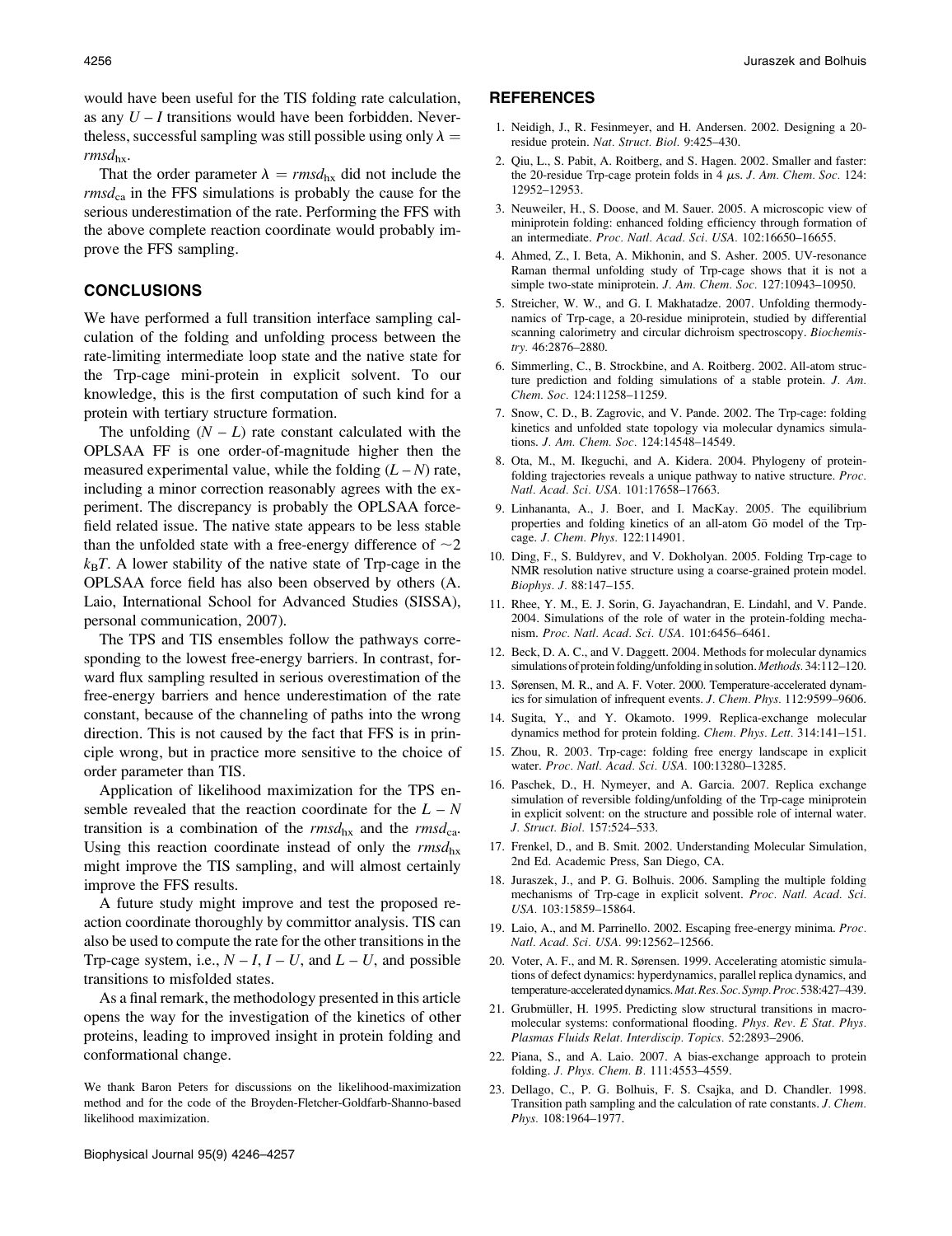would have been useful for the TIS folding rate calculation, as any $U - I$ transitions would have been forbidden. Nevertheless, successful sampling was still possible using only $\lambda = rmsd_{hx}$.

That the order parameter $\lambda = rmsd_{hx}$ did not include the $rmsd_{ca}$ in the FFS simulations is probably the cause for the serious underestimation of the rate. Performing the FFS with the above complete reaction coordinate would probably improve the FFS sampling.

## CONCLUSIONS

We have performed a full transition interface sampling calculation of the folding and unfolding process between the rate-limiting intermediate loop state and the native state for the Trp-cage mini-protein in explicit solvent. To our knowledge, this is the first computation of such kind for a protein with tertiary structure formation.

The unfolding ($N - L$) rate constant calculated with the OPLSAA FF is one order-of-magnitude higher then the measured experimental value, while the folding ($L - N$) rate, including a minor correction reasonably agrees with the experiment. The discrepancy is probably the OPLSAA force-field related issue. The native state appears to be less stable than the unfolded state with a free-energy difference of $\sim 2$ $k_BT$. A lower stability of the native state of Trp-cage in the OPLSAA force field has also been observed by others (A. Laio, International School for Advanced Studies (SISSA), personal communication, 2007).

The TPS and TIS ensembles follow the pathways corresponding to the lowest free-energy barriers. In contrast, forward flux sampling resulted in serious overestimation of the free-energy barriers and hence underestimation of the rate constant, because of the channeling of paths into the wrong direction. This is not caused by the fact that FFS is in principle wrong, but in practice more sensitive to the choice of order parameter than TIS.

Application of likelihood maximization for the TPS ensemble revealed that the reaction coordinate for the $L - N$ transition is a combination of the $rmsd_{hx}$ and the $rmsd_{ca}$. Using this reaction coordinate instead of only the $rmsd_{hx}$ might improve the TIS sampling, and will almost certainly improve the FFS results.

A future study might improve and test the proposed reaction coordinate thoroughly by committor analysis. TIS can also be used to compute the rate for the other transitions in the Trp-cage system, i.e., $N - I$, $I - U$, and $L - U$, and possible transitions to misfolded states.

As a final remark, the methodology presented in this article opens the way for the investigation of the kinetics of other proteins, leading to improved insight in protein folding and conformational change.

We thank Baron Peters for discussions on the likelihood-maximization method and for the code of the Broyden-Fletcher-Goldfarb-Shanno-based likelihood maximization.

## REFERENCES

1. Neidigh, J., R. Fesinmeyer, and H. Andersen. 2002. Designing a 20-residue protein. *Nat. Struct. Biol.* 9:425–430.
2. Qiu, L., S. Pabit, A. Roitberg, and S. Hagen. 2002. Smaller and faster: the 20-residue Trp-cage protein folds in 4 $\mu$s. *J. Am. Chem. Soc.* 124:12952–12953.
3. Neuweiler, H., S. Doose, and M. Sauer. 2005. A microscopic view of miniprotein folding: enhanced folding efficiency through formation of an intermediate. *Proc. Natl. Acad. Sci. USA.* 102:16650–16655.
4. Ahmed, Z., I. Beta, A. Mikhonin, and S. Asher. 2005. UV-resonance Raman thermal unfolding study of Trp-cage shows that it is not a simple two-state miniprotein. *J. Am. Chem. Soc.* 127:10943–10950.
5. Streicher, W. W., and G. I. Makhatadze. 2007. Unfolding thermodynamics of Trp-cage, a 20-residue miniprotein, studied by differential scanning calorimetry and circular dichroism spectroscopy. *Biochemistry.* 46:2876–2880.
6. Simmerling, C., B. Strockbine, and A. Roitberg. 2002. All-atom structure prediction and folding simulations of a stable protein. *J. Am. Chem. Soc.* 124:11258–11259.
7. Snow, C. D., B. Zagrovic, and V. Pande. 2002. The Trp-cage: folding kinetics and unfolded state topology via molecular dynamics simulations. *J. Am. Chem. Soc.* 124:14548–14549.
8. Ota, M., M. Ikeguchi, and A. Kidera. 2004. Phylogeny of protein-folding trajectories reveals a unique pathway to native structure. *Proc. Natl. Acad. Sci. USA.* 101:17658–17663.
9. Linhananta, A., J. Boer, and I. MacKay. 2005. The equilibrium properties and folding kinetics of an all-atom Gō model of the Trp-cage. *J. Chem. Phys.* 122:114901.
10. Ding, F., S. Buldyrev, and V. Dokholyan. 2005. Folding Trp-cage to NMR resolution native structure using a coarse-grained protein model. *Biophys. J.* 88:147–155.
11. Rhee, Y. M., E. J. Sorin, G. Jayachandran, E. Lindahl, and V. Pande. 2004. Simulations of the role of water in the protein-folding mechanism. *Proc. Natl. Acad. Sci. USA.* 101:6456–6461.
12. Beck, D. A. C., and V. Daggett. 2004. Methods for molecular dynamics simulations of protein folding/unfolding in solution. *Methods.* 34:112–120.
13. Sørensen, M. R., and A. F. Voter. 2000. Temperature-accelerated dynamics for simulation of infrequent events. *J. Chem. Phys.* 112:9599–9606.
14. Sugita, Y., and Y. Okamoto. 1999. Replica-exchange molecular dynamics method for protein folding. *Chem. Phys. Lett.* 314:141–151.
15. Zhou, R. 2003. Trp-cage: folding free energy landscape in explicit water. *Proc. Natl. Acad. Sci. USA.* 100:13280–13285.
16. Paschek, D., H. Nymeyer, and A. Garcia. 2007. Replica exchange simulation of reversible folding/unfolding of the Trp-cage miniprotein in explicit solvent: on the structure and possible role of internal water. *J. Struct. Biol.* 157:524–533.
17. Frenkel, D., and B. Smit. 2002. Understanding Molecular Simulation, 2nd Ed. Academic Press, San Diego, CA.
18. Juraszek, J., and P. G. Bolhuis. 2006. Sampling the multiple folding mechanisms of Trp-cage in explicit solvent. *Proc. Natl. Acad. Sci. USA.* 103:15859–15864.
19. Laio, A., and M. Parrinello. 2002. Escaping free-energy minima. *Proc. Natl. Acad. Sci. USA.* 99:12562–12566.
20. Voter, A. F., and M. R. Sørensen. 1999. Accelerating atomistic simulations of defect dynamics: hyperdynamics, parallel replica dynamics, and temperature-accelerated dynamics. *Mat. Res. Soc. Symp. Proc.* 538:427–439.
21. Grubmüller, H. 1995. Predicting slow structural transitions in macromolecular systems: conformational flooding. *Phys. Rev. E Stat. Phys. Plasmas Fluids Relat. Interdiscip. Topics.* 52:2893–2906.
22. Piana, S., and A. Laio. 2007. A bias-exchange approach to protein folding. *J. Phys. Chem. B.* 111:4553–4559.
23. Dellago, C., P. G. Bolhuis, F. S. Csajka, and D. Chandler. 1998. Transition path sampling and the calculation of rate constants. *J. Chem. Phys.* 108:1964–1977.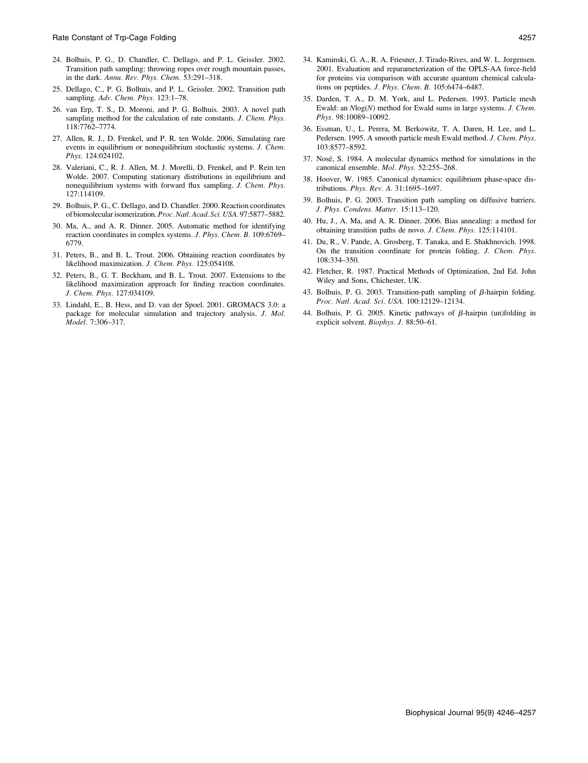24. Bolhuis, P. G., D. Chandler, C. Dellago, and P. L. Geissler. 2002. Transition path sampling: throwing ropes over rough mountain passes, in the dark. *Annu. Rev. Phys. Chem.* 53:291–318.

25. Dellago, C., P. G. Bolhuis, and P. L. Geissler. 2002. Transition path sampling. *Adv. Chem. Phys.* 123:1–78.

26. van Erp, T. S., D. Moroni, and P. G. Bolhuis. 2003. A novel path sampling method for the calculation of rate constants. *J. Chem. Phys.* 118:7762–7774.

27. Allen, R. J., D. Frenkel, and P. R. ten Wolde. 2006. Simulating rare events in equilibrium or nonequilibrium stochastic systems. *J. Chem. Phys.* 124:024102.

28. Valeriani, C., R. J. Allen, M. J. Morelli, D. Frenkel, and P. Rein ten Wolde. 2007. Computing stationary distributions in equilibrium and nonequilibrium systems with forward flux sampling. *J. Chem. Phys.* 127:114109.

29. Bolhuis, P. G., C. Dellago, and D. Chandler. 2000. Reaction coordinates of biomolecular isomerization. *Proc. Natl. Acad. Sci. USA.* 97:5877–5882.

30. Ma, A., and A. R. Dinner. 2005. Automatic method for identifying reaction coordinates in complex systems. *J. Phys. Chem. B.* 109:6769–6779.

31. Peters, B., and B. L. Trout. 2006. Obtaining reaction coordinates by likelihood maximization. *J. Chem. Phys.* 125:054108.

32. Peters, B., G. T. Beckham, and B. L. Trout. 2007. Extensions to the likelihood maximization approach for finding reaction coordinates. *J. Chem. Phys.* 127:034109.

33. Lindahl, E., B. Hess, and D. van der Spoel. 2001. GROMACS 3.0: a package for molecular simulation and trajectory analysis. *J. Mol. Model.* 7:306–317.

34. Kaminski, G. A., R. A. Friesner, J. Tirado-Rives, and W. L. Jorgensen. 2001. Evaluation and reparameterization of the OPLS-AA force-field for proteins via comparison with accurate quantum chemical calculations on peptides. *J. Phys. Chem. B.* 105:6474–6487.

35. Darden, T. A., D. M. York, and L. Pedersen. 1993. Particle mesh Ewald: an $N\log(N)$ method for Ewald sums in large systems. *J. Chem. Phys.* 98:10089–10092.

36. Essman, U., L. Perera, M. Berkowitz, T. A. Daren, H. Lee, and L. Pedersen. 1995. A smooth particle mesh Ewald method. *J. Chem. Phys.* 103:8577–8592.

37. Nosé, S. 1984. A molecular dynamics method for simulations in the canonical ensemble. *Mol. Phys.* 52:255–268.

38. Hoover, W. 1985. Canonical dynamics: equilibrium phase-space distributions. *Phys. Rev. A.* 31:1695–1697.

39. Bolhuis, P. G. 2003. Transition path sampling on diffusive barriers. *J. Phys. Condens. Matter.* 15:113–120.

40. Hu, J., A. Ma, and A. R. Dinner. 2006. Bias annealing: a method for obtaining transition paths de novo. *J. Chem. Phys.* 125:114101.

41. Du, R., V. Pande, A. Grosberg, T. Tanaka, and E. Shakhnovich. 1998. On the transition coordinate for protein folding. *J. Chem. Phys.* 108:334–350.

42. Fletcher, R. 1987. Practical Methods of Optimization, 2nd Ed. John Wiley and Sons, Chichester, UK.

43. Bolhuis, P. G. 2003. Transition-path sampling of $\beta$-hairpin folding. *Proc. Natl. Acad. Sci. USA.* 100:12129–12134.

44. Bolhuis, P. G. 2005. Kinetic pathways of $\beta$-hairpin (un)folding in explicit solvent. *Biophys. J.* 88:50–61.